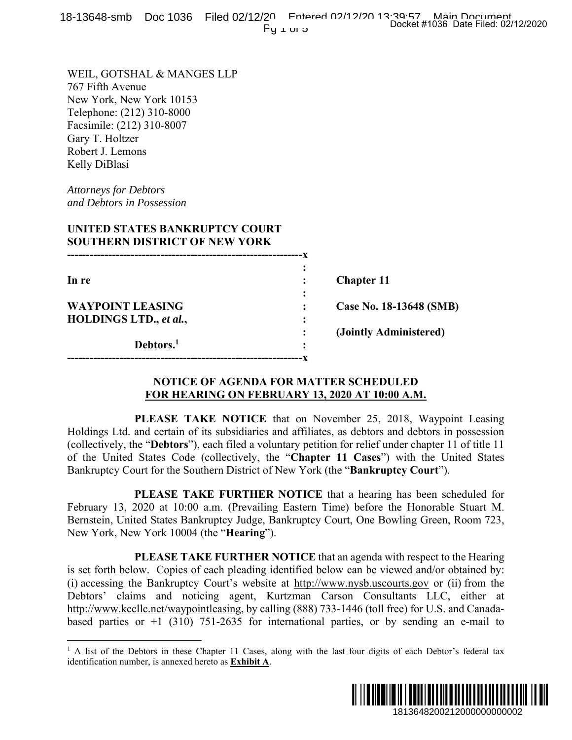WEIL, GOTSHAL & MANGES LLP
767 Fifth Avenue
New York, New York 10153
Telephone: (212) 310-8000
Facsimile: (212) 310-8007
Gary T. Holtzer
Robert J. Lemons
Kelly DiBlasi

*Attorneys for Debtors and Debtors in Possession*

**UNITED STATES BANKRUPTCY COURT**
**SOUTHERN DISTRICT OF NEW YORK**

| | | |
|---|---|---|
| **In re** | : | **Chapter 11** |
| **WAYPOINT LEASING HOLDINGS LTD., *et al.*,** | : | **Case No. 18-13648 (SMB)** |
| | : | **(Jointly Administered)** |
| **Debtors.**[1] | : | |

## NOTICE OF AGENDA FOR MATTER SCHEDULED FOR HEARING ON FEBRUARY 13, 2020 AT 10:00 A.M.

**PLEASE TAKE NOTICE** that on November 25, 2018, Waypoint Leasing Holdings Ltd. and certain of its subsidiaries and affiliates, as debtors and debtors in possession (collectively, the "**Debtors**"), each filed a voluntary petition for relief under chapter 11 of title 11 of the United States Code (collectively, the "**Chapter 11 Cases**") with the United States Bankruptcy Court for the Southern District of New York (the "**Bankruptcy Court**").

**PLEASE TAKE FURTHER NOTICE** that a hearing has been scheduled for February 13, 2020 at 10:00 a.m. (Prevailing Eastern Time) before the Honorable Stuart M. Bernstein, United States Bankruptcy Judge, Bankruptcy Court, One Bowling Green, Room 723, New York, New York 10004 (the "**Hearing**").

**PLEASE TAKE FURTHER NOTICE** that an agenda with respect to the Hearing is set forth below. Copies of each pleading identified below can be viewed and/or obtained by: (i) accessing the Bankruptcy Court's website at http://www.nysb.uscourts.gov or (ii) from the Debtors' claims and noticing agent, Kurtzman Carson Consultants LLC, either at http://www.kccllc.net/waypointleasing, by calling (888) 733-1446 (toll free) for U.S. and Canada-based parties or +1 (310) 751-2635 for international parties, or by sending an e-mail to

[1] A list of the Debtors in these Chapter 11 Cases, along with the last four digits of each Debtor's federal tax identification number, is annexed hereto as **Exhibit A**.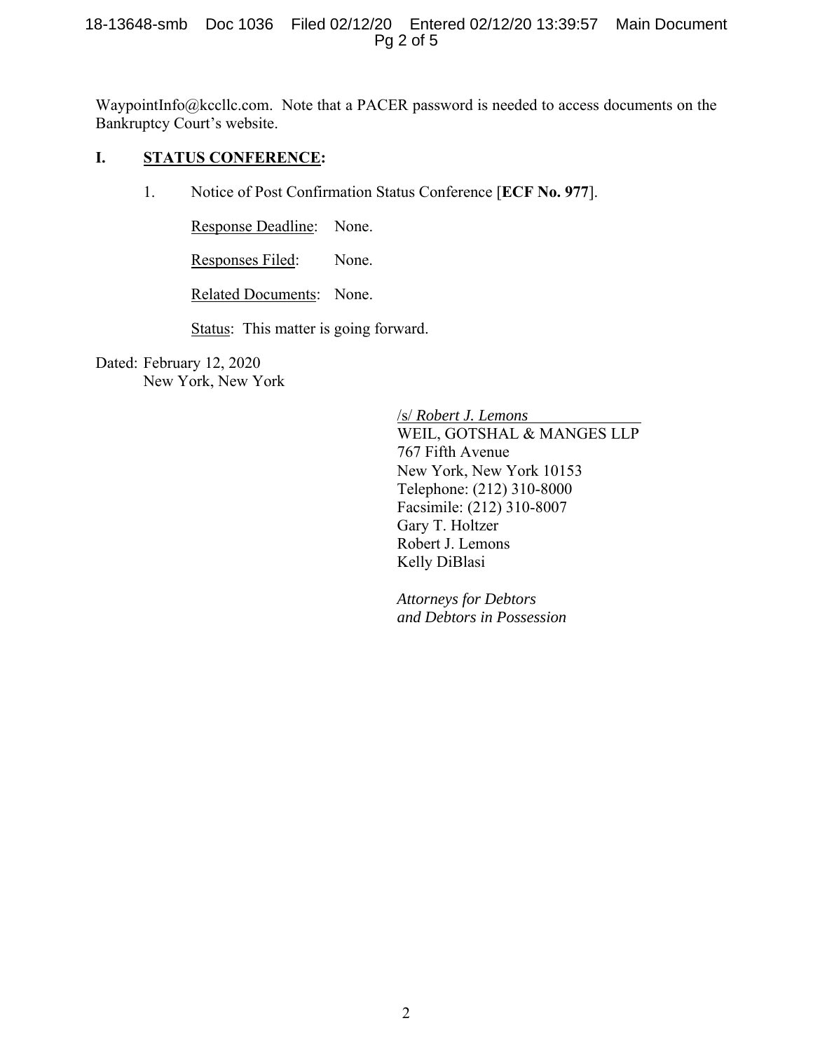WaypointInfo@kccllc.com. Note that a PACER password is needed to access documents on the Bankruptcy Court's website.

## I. STATUS CONFERENCE:

1. Notice of Post Confirmation Status Conference [**ECF No. 977**].

   Response Deadline: None.

   Responses Filed: None.

   Related Documents: None.

   Status: This matter is going forward.

Dated: February 12, 2020
New York, New York

/s/ *Robert J. Lemons*
WEIL, GOTSHAL & MANGES LLP
767 Fifth Avenue
New York, New York 10153
Telephone: (212) 310-8000
Facsimile: (212) 310-8007
Gary T. Holtzer
Robert J. Lemons
Kelly DiBlasi

*Attorneys for Debtors and Debtors in Possession*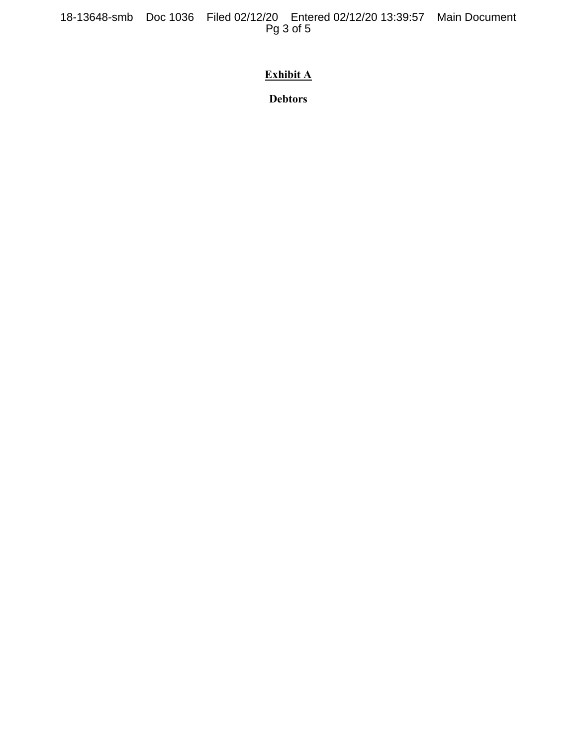**Exhibit A**

**Debtors**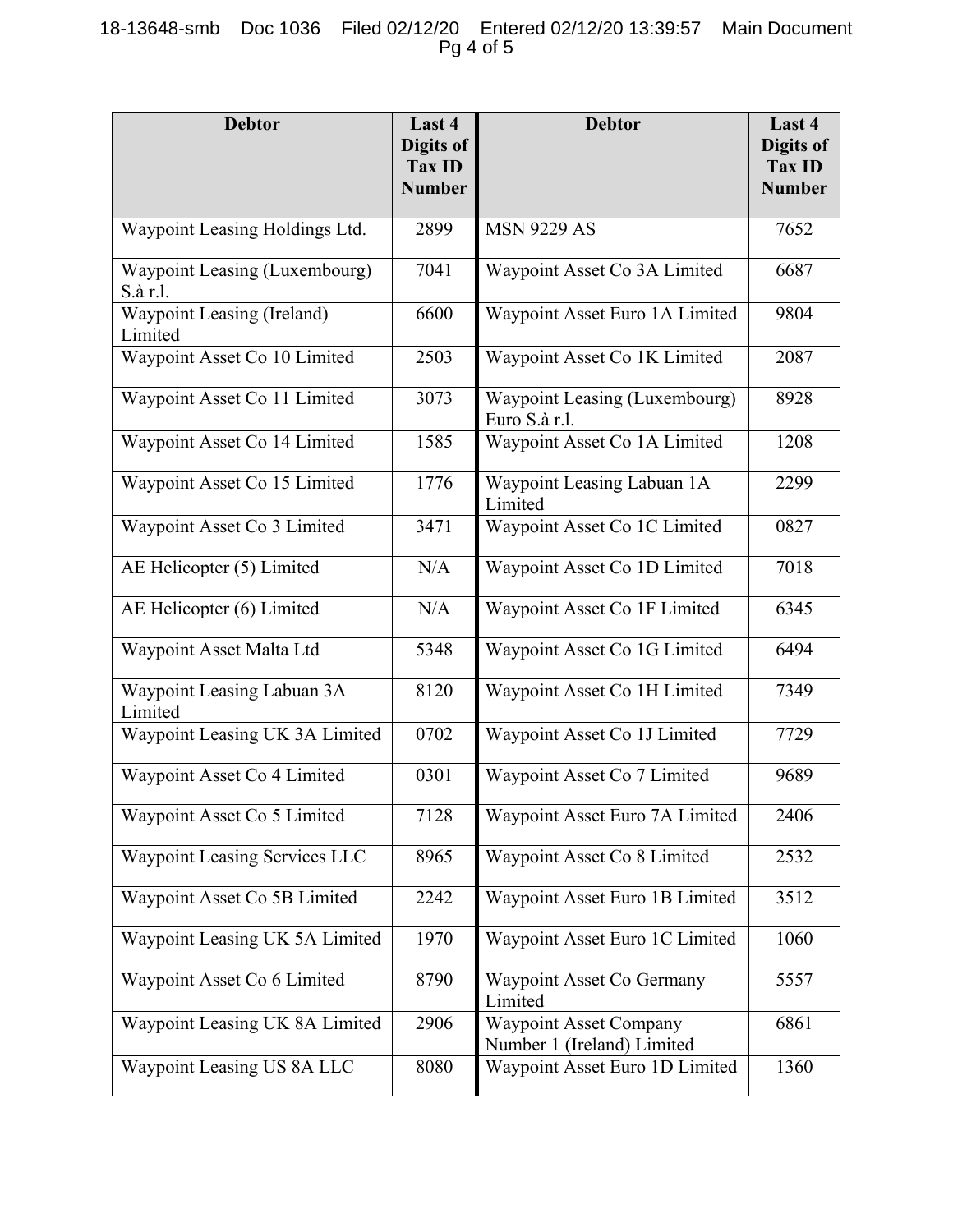| Debtor | Last 4 Digits of Tax ID Number | Debtor | Last 4 Digits of Tax ID Number |
|---|---|---|---|
| Waypoint Leasing Holdings Ltd. | 2899 | MSN 9229 AS | 7652 |
| Waypoint Leasing (Luxembourg) S.à r.l. | 7041 | Waypoint Asset Co 3A Limited | 6687 |
| Waypoint Leasing (Ireland) Limited | 6600 | Waypoint Asset Euro 1A Limited | 9804 |
| Waypoint Asset Co 10 Limited | 2503 | Waypoint Asset Co 1K Limited | 2087 |
| Waypoint Asset Co 11 Limited | 3073 | Waypoint Leasing (Luxembourg) Euro S.à r.l. | 8928 |
| Waypoint Asset Co 14 Limited | 1585 | Waypoint Asset Co 1A Limited | 1208 |
| Waypoint Asset Co 15 Limited | 1776 | Waypoint Leasing Labuan 1A Limited | 2299 |
| Waypoint Asset Co 3 Limited | 3471 | Waypoint Asset Co 1C Limited | 0827 |
| AE Helicopter (5) Limited | N/A | Waypoint Asset Co 1D Limited | 7018 |
| AE Helicopter (6) Limited | N/A | Waypoint Asset Co 1F Limited | 6345 |
| Waypoint Asset Malta Ltd | 5348 | Waypoint Asset Co 1G Limited | 6494 |
| Waypoint Leasing Labuan 3A Limited | 8120 | Waypoint Asset Co 1H Limited | 7349 |
| Waypoint Leasing UK 3A Limited | 0702 | Waypoint Asset Co 1J Limited | 7729 |
| Waypoint Asset Co 4 Limited | 0301 | Waypoint Asset Co 7 Limited | 9689 |
| Waypoint Asset Co 5 Limited | 7128 | Waypoint Asset Euro 7A Limited | 2406 |
| Waypoint Leasing Services LLC | 8965 | Waypoint Asset Co 8 Limited | 2532 |
| Waypoint Asset Co 5B Limited | 2242 | Waypoint Asset Euro 1B Limited | 3512 |
| Waypoint Leasing UK 5A Limited | 1970 | Waypoint Asset Euro 1C Limited | 1060 |
| Waypoint Asset Co 6 Limited | 8790 | Waypoint Asset Co Germany Limited | 5557 |
| Waypoint Leasing UK 8A Limited | 2906 | Waypoint Asset Company Number 1 (Ireland) Limited | 6861 |
| Waypoint Leasing US 8A LLC | 8080 | Waypoint Asset Euro 1D Limited | 1360 |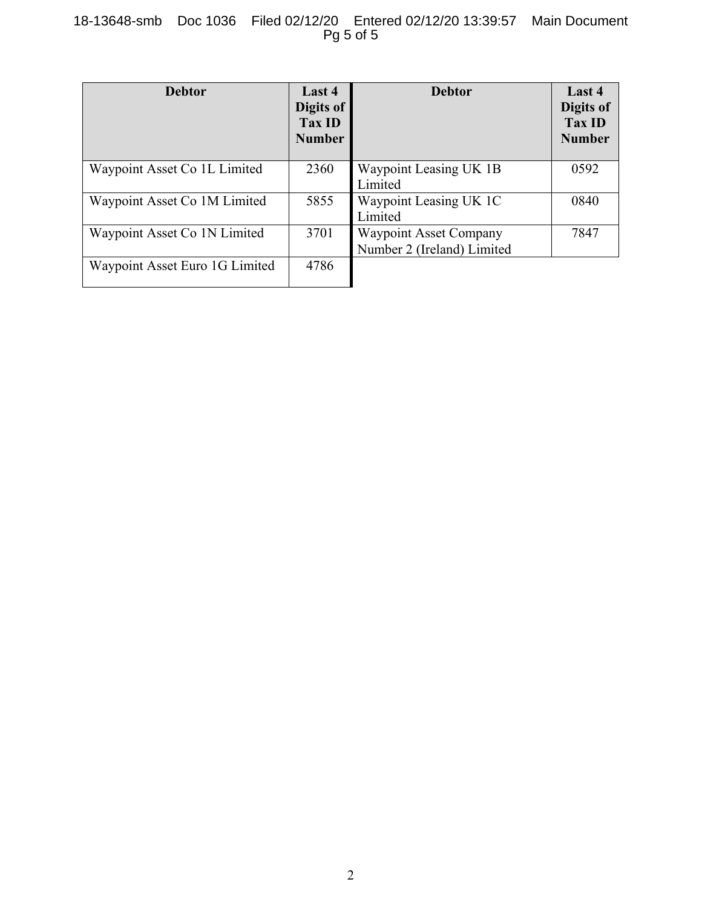| Debtor | Last 4 Digits of Tax ID Number | Debtor | Last 4 Digits of Tax ID Number |
|---|---|---|---|
| Waypoint Asset Co 1L Limited | 2360 | Waypoint Leasing UK 1B Limited | 0592 |
| Waypoint Asset Co 1M Limited | 5855 | Waypoint Leasing UK 1C Limited | 0840 |
| Waypoint Asset Co 1N Limited | 3701 | Waypoint Asset Company Number 2 (Ireland) Limited | 7847 |
| Waypoint Asset Euro 1G Limited | 4786 | | |